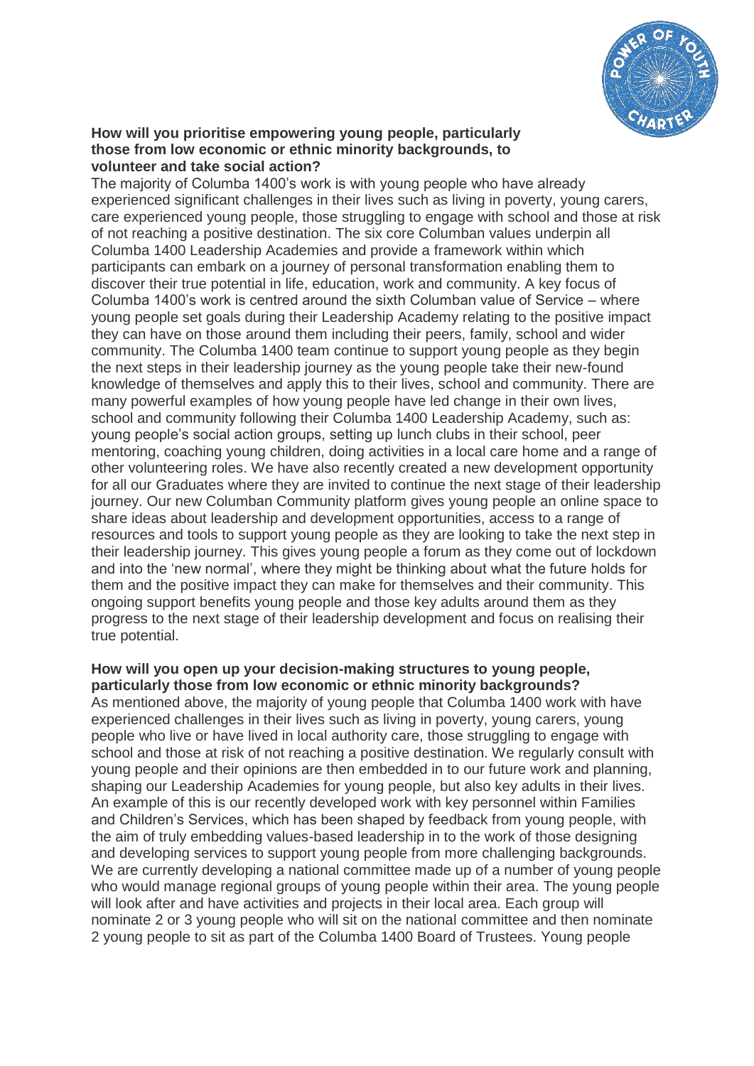**How will you prioritise empowering young people, particularly those from low economic or ethnic minority backgrounds, to volunteer and take social action?**

The majority of Columba 1400's work is with young people who have already experienced significant challenges in their lives such as living in poverty, young carers, care experienced young people, those struggling to engage with school and those at risk of not reaching a positive destination. The six core Columban values underpin all Columba 1400 Leadership Academies and provide a framework within which participants can embark on a journey of personal transformation enabling them to discover their true potential in life, education, work and community. A key focus of Columba 1400's work is centred around the sixth Columban value of Service – where young people set goals during their Leadership Academy relating to the positive impact they can have on those around them including their peers, family, school and wider community. The Columba 1400 team continue to support young people as they begin the next steps in their leadership journey as the young people take their new-found knowledge of themselves and apply this to their lives, school and community. There are many powerful examples of how young people have led change in their own lives, school and community following their Columba 1400 Leadership Academy, such as: young people's social action groups, setting up lunch clubs in their school, peer mentoring, coaching young children, doing activities in a local care home and a range of other volunteering roles. We have also recently created a new development opportunity for all our Graduates where they are invited to continue the next stage of their leadership journey. Our new Columban Community platform gives young people an online space to share ideas about leadership and development opportunities, access to a range of resources and tools to support young people as they are looking to take the next step in their leadership journey. This gives young people a forum as they come out of lockdown and into the 'new normal', where they might be thinking about what the future holds for them and the positive impact they can make for themselves and their community. This ongoing support benefits young people and those key adults around them as they progress to the next stage of their leadership development and focus on realising their true potential.

**How will you open up your decision-making structures to young people, particularly those from low economic or ethnic minority backgrounds?**

As mentioned above, the majority of young people that Columba 1400 work with have experienced challenges in their lives such as living in poverty, young carers, young people who live or have lived in local authority care, those struggling to engage with school and those at risk of not reaching a positive destination. We regularly consult with young people and their opinions are then embedded in to our future work and planning, shaping our Leadership Academies for young people, but also key adults in their lives. An example of this is our recently developed work with key personnel within Families and Children's Services, which has been shaped by feedback from young people, with the aim of truly embedding values-based leadership in to the work of those designing and developing services to support young people from more challenging backgrounds. We are currently developing a national committee made up of a number of young people who would manage regional groups of young people within their area. The young people will look after and have activities and projects in their local area. Each group will nominate 2 or 3 young people who will sit on the national committee and then nominate 2 young people to sit as part of the Columba 1400 Board of Trustees. Young people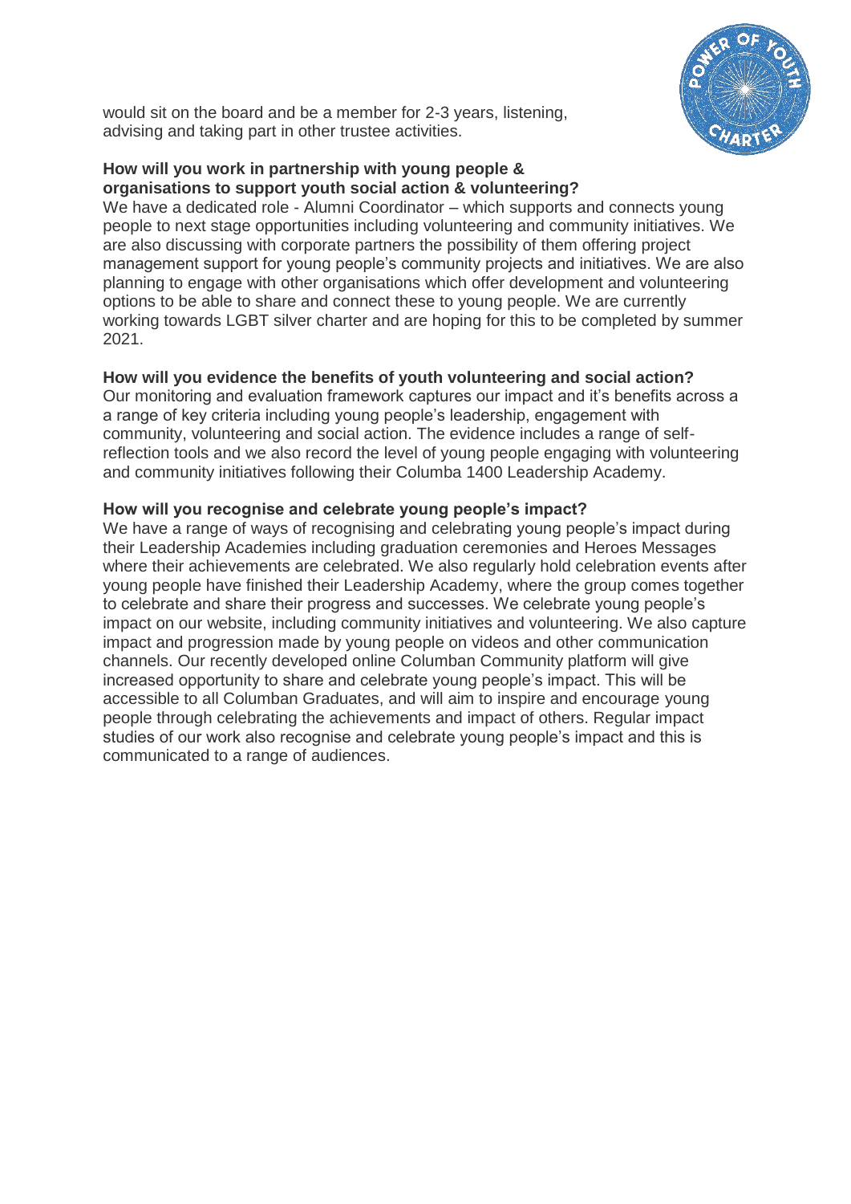would sit on the board and be a member for 2-3 years, listening, advising and taking part in other trustee activities.

**How will you work in partnership with young people & organisations to support youth social action & volunteering?**

We have a dedicated role - Alumni Coordinator – which supports and connects young people to next stage opportunities including volunteering and community initiatives. We are also discussing with corporate partners the possibility of them offering project management support for young people's community projects and initiatives. We are also planning to engage with other organisations which offer development and volunteering options to be able to share and connect these to young people. We are currently working towards LGBT silver charter and are hoping for this to be completed by summer 2021.

**How will you evidence the benefits of youth volunteering and social action?**

Our monitoring and evaluation framework captures our impact and it's benefits across a a range of key criteria including young people's leadership, engagement with community, volunteering and social action. The evidence includes a range of self-reflection tools and we also record the level of young people engaging with volunteering and community initiatives following their Columba 1400 Leadership Academy.

**How will you recognise and celebrate young people's impact?**

We have a range of ways of recognising and celebrating young people's impact during their Leadership Academies including graduation ceremonies and Heroes Messages where their achievements are celebrated. We also regularly hold celebration events after young people have finished their Leadership Academy, where the group comes together to celebrate and share their progress and successes. We celebrate young people's impact on our website, including community initiatives and volunteering. We also capture impact and progression made by young people on videos and other communication channels. Our recently developed online Columban Community platform will give increased opportunity to share and celebrate young people's impact. This will be accessible to all Columban Graduates, and will aim to inspire and encourage young people through celebrating the achievements and impact of others. Regular impact studies of our work also recognise and celebrate young people's impact and this is communicated to a range of audiences.